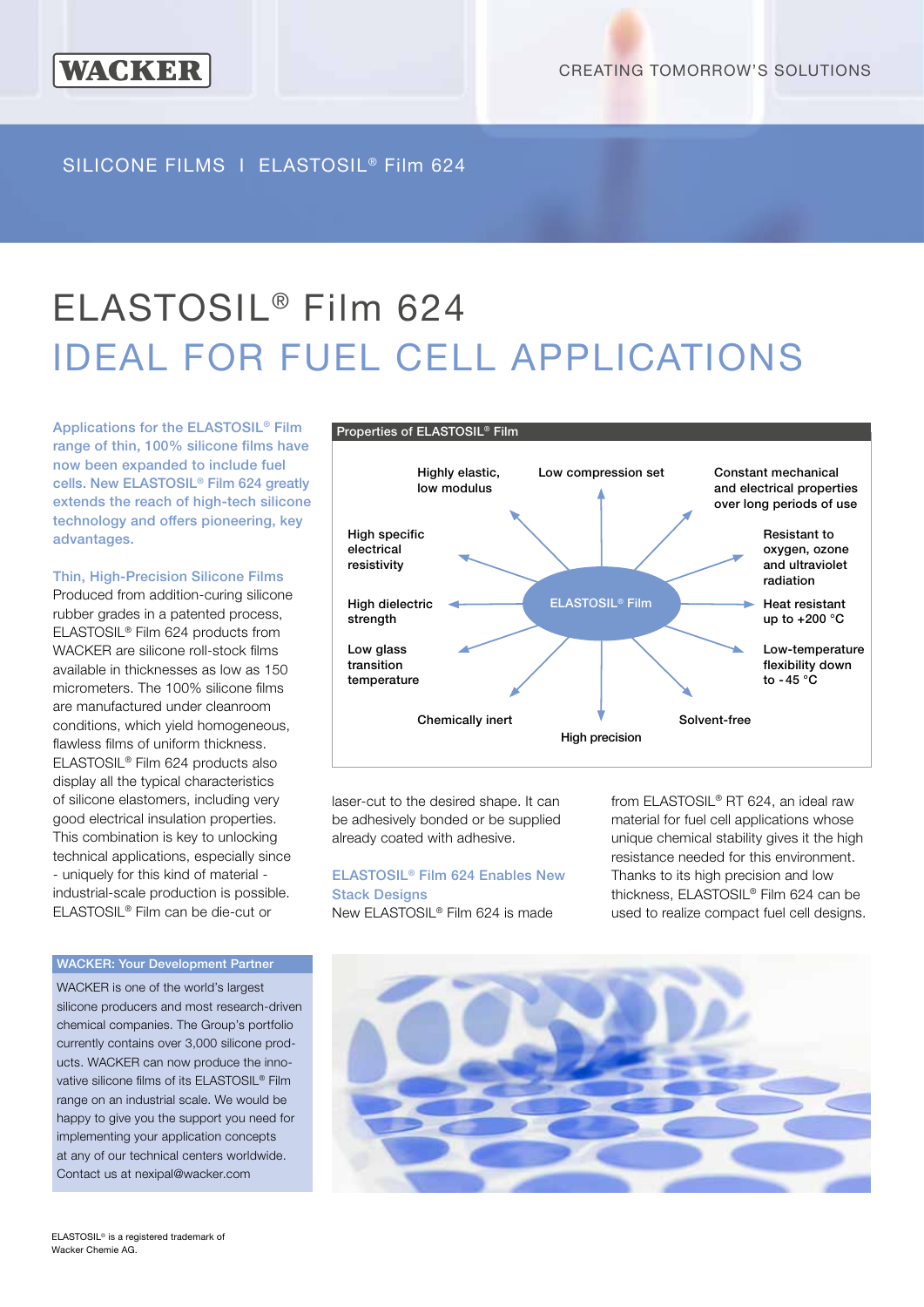SILICONE FILMS I ELASTOSIL® Film 624

# ELASTOSIL® Film 624

## IDEAL FOR FUEL CELL APPLICATIONS

**Applications for the ELASTOSIL® Film range of thin, 100% silicone films have now been expanded to include fuel cells. New ELASTOSIL® Film 624 greatly extends the reach of high-tech silicone technology and offers pioneering, key advantages.**

### Thin, High-Precision Silicone Films

Produced from addition-curing silicone rubber grades in a patented process, ELASTOSIL® Film 624 products from WACKER are silicone roll-stock films available in thicknesses as low as 150 micrometers. The 100% silicone films are manufactured under cleanroom conditions, which yield homogeneous, flawless films of uniform thickness. ELASTOSIL® Film 624 products also display all the typical characteristics of silicone elastomers, including very good electrical insulation properties. This combination is key to unlocking technical applications, especially since - uniquely for this kind of material - industrial-scale production is possible. ELASTOSIL® Film can be die-cut or laser-cut to the desired shape. It can be adhesively bonded or be supplied already coated with adhesive.

### ELASTOSIL® Film 624 Enables New Stack Designs

New ELASTOSIL® Film 624 is made from ELASTOSIL® RT 624, an ideal raw material for fuel cell applications whose unique chemical stability gives it the high resistance needed for this environment. Thanks to its high precision and low thickness, ELASTOSIL® Film 624 can be used to realize compact fuel cell designs.

**Properties of ELASTOSIL® Film**

ELASTOSIL® Film:
- Highly elastic, low modulus
- Low compression set
- Constant mechanical and electrical properties over long periods of use
- High specific electrical resistivity
- Resistant to oxygen, ozone and ultraviolet radiation
- High dielectric strength
- Heat resistant up to +200 °C
- Low glass transition temperature
- Low-temperature flexibility down to -45 °C
- Chemically inert
- High precision
- Solvent-free

**WACKER: Your Development Partner**

WACKER is one of the world's largest silicone producers and most research-driven chemical companies. The Group's portfolio currently contains over 3,000 silicone products. WACKER can now produce the innovative silicone films of its ELASTOSIL® Film range on an industrial scale. We would be happy to give you the support you need for implementing your application concepts at any of our technical centers worldwide. Contact us at nexipal@wacker.com

ELASTOSIL® is a registered trademark of Wacker Chemie AG.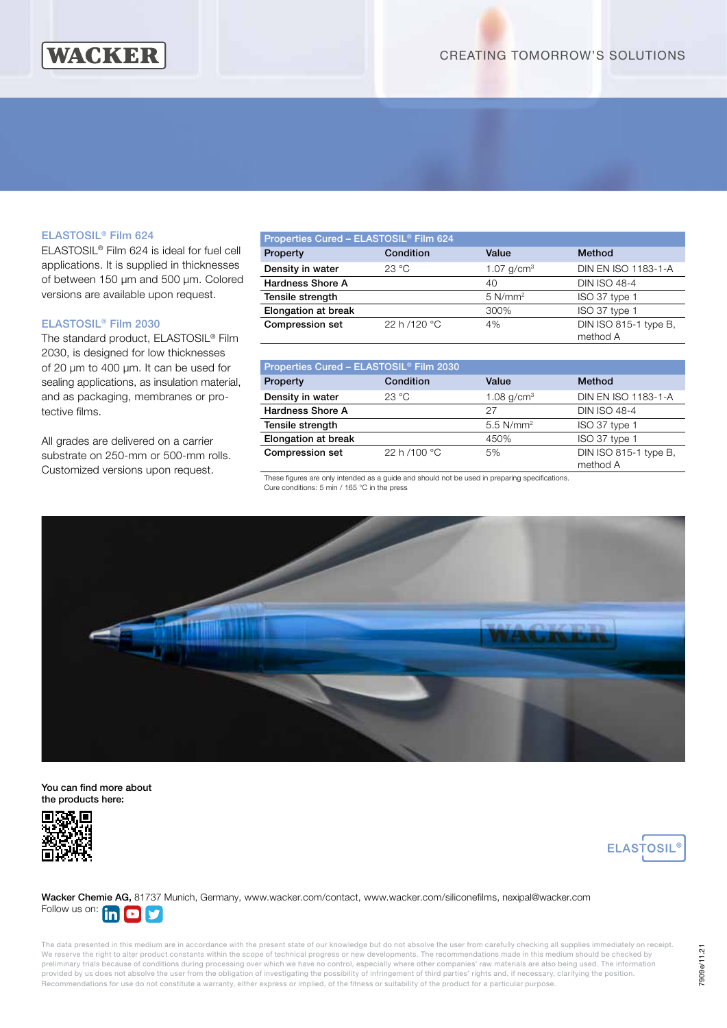WACKER

CREATING TOMORROW'S SOLUTIONS

## ELASTOSIL® Film 624

ELASTOSIL® Film 624 is ideal for fuel cell applications. It is supplied in thicknesses of between 150 µm and 500 µm. Colored versions are available upon request.

## ELASTOSIL® Film 2030

The standard product, ELASTOSIL® Film 2030, is designed for low thicknesses of 20 µm to 400 µm. It can be used for sealing applications, as insulation material, and as packaging, membranes or protective films.

All grades are delivered on a carrier substrate on 250-mm or 500-mm rolls. Customized versions upon request.

**Properties Cured – ELASTOSIL® Film 624**

| Property | Condition | Value | Method |
|---|---|---|---|
| Density in water | 23 °C | 1.07 g/cm³ | DIN EN ISO 1183-1-A |
| Hardness Shore A | | 40 | DIN ISO 48-4 |
| Tensile strength | | 5 N/mm² | ISO 37 type 1 |
| Elongation at break | | 300% | ISO 37 type 1 |
| Compression set | 22 h /120 °C | 4% | DIN ISO 815-1 type B, method A |

**Properties Cured – ELASTOSIL® Film 2030**

| Property | Condition | Value | Method |
|---|---|---|---|
| Density in water | 23 °C | 1.08 g/cm³ | DIN EN ISO 1183-1-A |
| Hardness Shore A | | 27 | DIN ISO 48-4 |
| Tensile strength | | 5.5 N/mm² | ISO 37 type 1 |
| Elongation at break | | 450% | ISO 37 type 1 |
| Compression set | 22 h /100 °C | 5% | DIN ISO 815-1 type B, method A |

These figures are only intended as a guide and should not be used in preparing specifications.
Cure conditions: 5 min / 165 °C in the press

You can find more about the products here:

ELASTOSIL®

**Wacker Chemie AG,** 81737 Munich, Germany, www.wacker.com/contact, www.wacker.com/siliconefilms, nexipal@wacker.com
Follow us on:

The data presented in this medium are in accordance with the present state of our knowledge but do not absolve the user from carefully checking all supplies immediately on receipt. We reserve the right to alter product constants within the scope of technical progress or new developments. The recommendations made in this medium should be checked by preliminary trials because of conditions during processing over which we have no control, especially where other companies' raw materials are also being used. The information provided by us does not absolve the user from the obligation of investigating the possibility of infringement of third parties' rights and, if necessary, clarifying the position. Recommendations for use do not constitute a warranty, either express or implied, of the fitness or suitability of the product for a particular purpose.

7909e/11.21